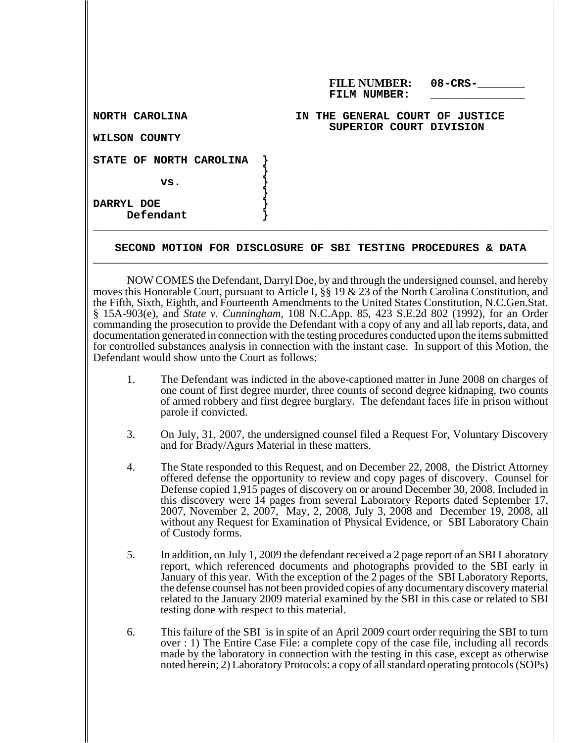**FILE NUMBER: 08-CRS-\_\_\_\_\_\_\_**
**FILM NUMBER: \_\_\_\_\_\_\_\_\_\_\_\_\_\_**

**NORTH CAROLINA** **IN THE GENERAL COURT OF JUSTICE**
**SUPERIOR COURT DIVISION**

**WILSON COUNTY**

**STATE OF NORTH CAROLINA }**
**}**
**vs. }**
**}**
**DARRYL DOE }**
**Defendant }**

---

## SECOND MOTION FOR DISCLOSURE OF SBI TESTING PROCEDURES & DATA

---

NOW COMES the Defendant, Darryl Doe, by and through the undersigned counsel, and hereby moves this Honorable Court, pursuant to Article I, §§ 19 & 23 of the North Carolina Constitution, and the Fifth, Sixth, Eighth, and Fourteenth Amendments to the United States Constitution, N.C.Gen.Stat. § 15A-903(e), and *State v. Cunningham*, 108 N.C.App. 85, 423 S.E.2d 802 (1992), for an Order commanding the prosecution to provide the Defendant with a copy of any and all lab reports, data, and documentation generated in connection with the testing procedures conducted upon the items submitted for controlled substances analysis in connection with the instant case. In support of this Motion, the Defendant would show unto the Court as follows:

1. The Defendant was indicted in the above-captioned matter in June 2008 on charges of one count of first degree murder, three counts of second degree kidnaping, two counts of armed robbery and first degree burglary. The defendant faces life in prison without parole if convicted.

3. On July, 31, 2007, the undersigned counsel filed a Request For, Voluntary Discovery and for Brady/Agurs Material in these matters.

4. The State responded to this Request, and on December 22, 2008, the District Attorney offered defense the opportunity to review and copy pages of discovery. Counsel for Defense copied 1,915 pages of discovery on or around December 30, 2008. Included in this discovery were 14 pages from several Laboratory Reports dated September 17, 2007, November 2, 2007, May, 2, 2008, July 3, 2008 and December 19, 2008, all without any Request for Examination of Physical Evidence, or SBI Laboratory Chain of Custody forms.

5. In addition, on July 1, 2009 the defendant received a 2 page report of an SBI Laboratory report, which referenced documents and photographs provided to the SBI early in January of this year. With the exception of the 2 pages of the SBI Laboratory Reports, the defense counsel has not been provided copies of any documentary discovery material related to the January 2009 material examined by the SBI in this case or related to SBI testing done with respect to this material.

6. This failure of the SBI is in spite of an April 2009 court order requiring the SBI to turn over : 1) The Entire Case File: a complete copy of the case file, including all records made by the laboratory in connection with the testing in this case, except as otherwise noted herein; 2) Laboratory Protocols: a copy of all standard operating protocols (SOPs)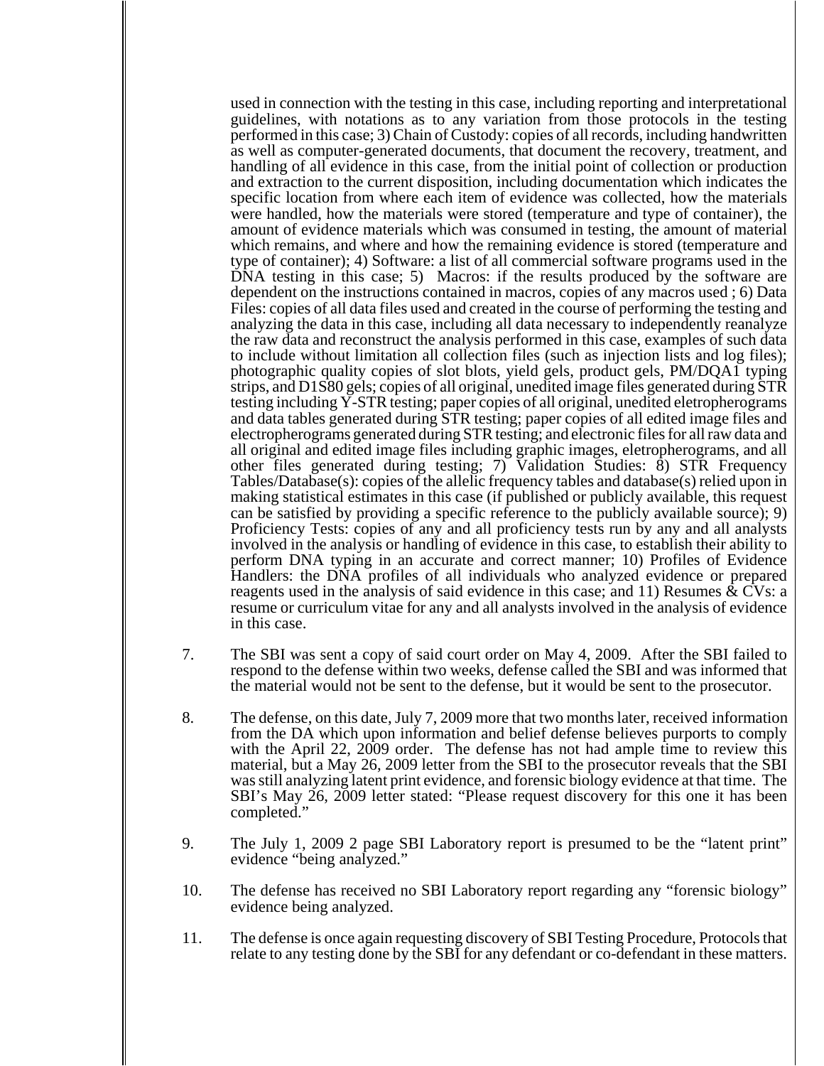used in connection with the testing in this case, including reporting and interpretational guidelines, with notations as to any variation from those protocols in the testing performed in this case; 3) Chain of Custody: copies of all records, including handwritten as well as computer-generated documents, that document the recovery, treatment, and handling of all evidence in this case, from the initial point of collection or production and extraction to the current disposition, including documentation which indicates the specific location from where each item of evidence was collected, how the materials were handled, how the materials were stored (temperature and type of container), the amount of evidence materials which was consumed in testing, the amount of material which remains, and where and how the remaining evidence is stored (temperature and type of container); 4) Software: a list of all commercial software programs used in the DNA testing in this case; 5) Macros: if the results produced by the software are dependent on the instructions contained in macros, copies of any macros used ; 6) Data Files: copies of all data files used and created in the course of performing the testing and analyzing the data in this case, including all data necessary to independently reanalyze the raw data and reconstruct the analysis performed in this case, examples of such data to include without limitation all collection files (such as injection lists and log files); photographic quality copies of slot blots, yield gels, product gels, PM/DQA1 typing strips, and D1S80 gels; copies of all original, unedited image files generated during STR testing including Y-STR testing; paper copies of all original, unedited eletropherograms and data tables generated during STR testing; paper copies of all edited image files and electropherograms generated during STR testing; and electronic files for all raw data and all original and edited image files including graphic images, eletropherograms, and all other files generated during testing; 7) Validation Studies: 8) STR Frequency Tables/Database(s): copies of the allelic frequency tables and database(s) relied upon in making statistical estimates in this case (if published or publicly available, this request can be satisfied by providing a specific reference to the publicly available source); 9) Proficiency Tests: copies of any and all proficiency tests run by any and all analysts involved in the analysis or handling of evidence in this case, to establish their ability to perform DNA typing in an accurate and correct manner; 10) Profiles of Evidence Handlers: the DNA profiles of all individuals who analyzed evidence or prepared reagents used in the analysis of said evidence in this case; and 11) Resumes & CVs: a resume or curriculum vitae for any and all analysts involved in the analysis of evidence in this case.

7. The SBI was sent a copy of said court order on May 4, 2009. After the SBI failed to respond to the defense within two weeks, defense called the SBI and was informed that the material would not be sent to the defense, but it would be sent to the prosecutor.

8. The defense, on this date, July 7, 2009 more that two months later, received information from the DA which upon information and belief defense believes purports to comply with the April 22, 2009 order. The defense has not had ample time to review this material, but a May 26, 2009 letter from the SBI to the prosecutor reveals that the SBI was still analyzing latent print evidence, and forensic biology evidence at that time. The SBI's May 26, 2009 letter stated: "Please request discovery for this one it has been completed."

9. The July 1, 2009 2 page SBI Laboratory report is presumed to be the "latent print" evidence "being analyzed."

10. The defense has received no SBI Laboratory report regarding any "forensic biology" evidence being analyzed.

11. The defense is once again requesting discovery of SBI Testing Procedure, Protocols that relate to any testing done by the SBI for any defendant or co-defendant in these matters.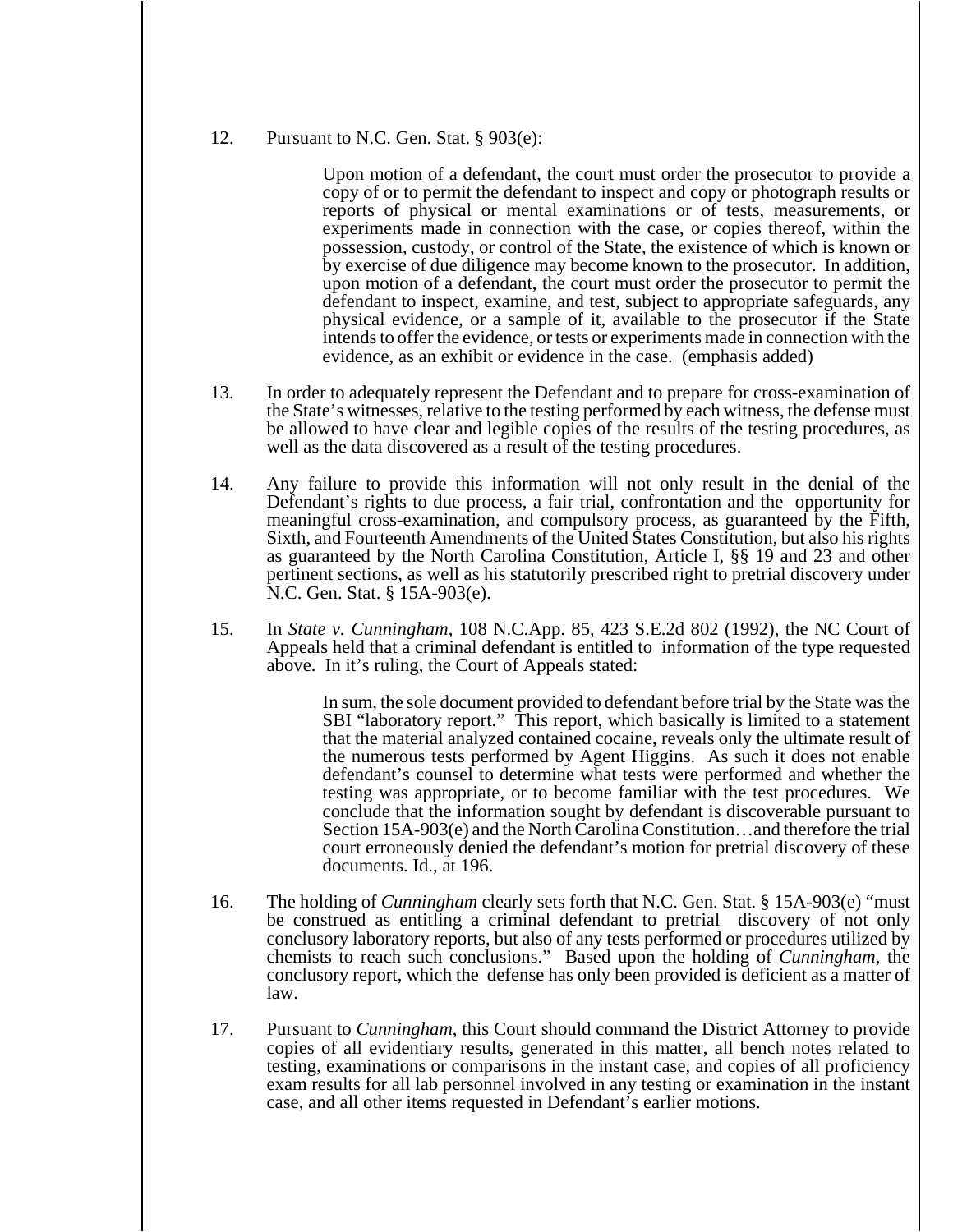12. Pursuant to N.C. Gen. Stat. § 903(e):

> Upon motion of a defendant, the court must order the prosecutor to provide a copy of or to permit the defendant to inspect and copy or photograph results or reports of physical or mental examinations or of tests, measurements, or experiments made in connection with the case, or copies thereof, within the possession, custody, or control of the State, the existence of which is known or by exercise of due diligence may become known to the prosecutor. In addition, upon motion of a defendant, the court must order the prosecutor to permit the defendant to inspect, examine, and test, subject to appropriate safeguards, any physical evidence, or a sample of it, available to the prosecutor if the State intends to offer the evidence, or tests or experiments made in connection with the evidence, as an exhibit or evidence in the case. (emphasis added)

13. In order to adequately represent the Defendant and to prepare for cross-examination of the State's witnesses, relative to the testing performed by each witness, the defense must be allowed to have clear and legible copies of the results of the testing procedures, as well as the data discovered as a result of the testing procedures.

14. Any failure to provide this information will not only result in the denial of the Defendant's rights to due process, a fair trial, confrontation and the opportunity for meaningful cross-examination, and compulsory process, as guaranteed by the Fifth, Sixth, and Fourteenth Amendments of the United States Constitution, but also his rights as guaranteed by the North Carolina Constitution, Article I, §§ 19 and 23 and other pertinent sections, as well as his statutorily prescribed right to pretrial discovery under N.C. Gen. Stat. § 15A-903(e).

15. In *State v. Cunningham*, 108 N.C.App. 85, 423 S.E.2d 802 (1992), the NC Court of Appeals held that a criminal defendant is entitled to information of the type requested above. In it's ruling, the Court of Appeals stated:

> In sum, the sole document provided to defendant before trial by the State was the SBI "laboratory report." This report, which basically is limited to a statement that the material analyzed contained cocaine, reveals only the ultimate result of the numerous tests performed by Agent Higgins. As such it does not enable defendant's counsel to determine what tests were performed and whether the testing was appropriate, or to become familiar with the test procedures. We conclude that the information sought by defendant is discoverable pursuant to Section 15A-903(e) and the North Carolina Constitution…and therefore the trial court erroneously denied the defendant's motion for pretrial discovery of these documents. Id., at 196.

16. The holding of *Cunningham* clearly sets forth that N.C. Gen. Stat. § 15A-903(e) "must be construed as entitling a criminal defendant to pretrial discovery of not only conclusory laboratory reports, but also of any tests performed or procedures utilized by chemists to reach such conclusions." Based upon the holding of *Cunningham*, the conclusory report, which the defense has only been provided is deficient as a matter of law.

17. Pursuant to *Cunningham*, this Court should command the District Attorney to provide copies of all evidentiary results, generated in this matter, all bench notes related to testing, examinations or comparisons in the instant case, and copies of all proficiency exam results for all lab personnel involved in any testing or examination in the instant case, and all other items requested in Defendant's earlier motions.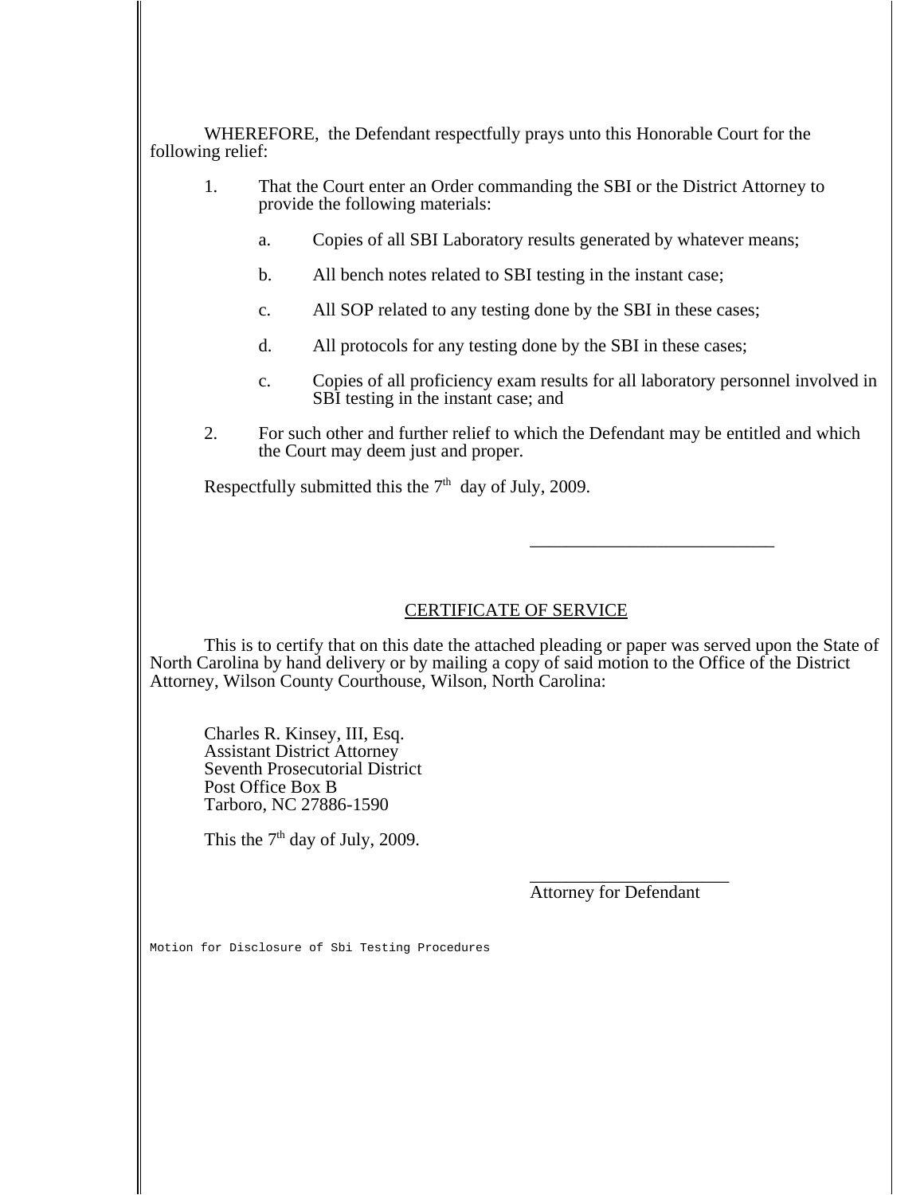WHEREFORE, the Defendant respectfully prays unto this Honorable Court for the following relief:

1. That the Court enter an Order commanding the SBI or the District Attorney to provide the following materials:

   a. Copies of all SBI Laboratory results generated by whatever means;

   b. All bench notes related to SBI testing in the instant case;

   c. All SOP related to any testing done by the SBI in these cases;

   d. All protocols for any testing done by the SBI in these cases;

   c. Copies of all proficiency exam results for all laboratory personnel involved in SBI testing in the instant case; and

2. For such other and further relief to which the Defendant may be entitled and which the Court may deem just and proper.

Respectfully submitted this the 7th day of July, 2009.

\_\_\_\_\_\_\_\_\_\_\_\_\_\_\_\_\_\_\_\_\_\_\_\_\_\_\_\_

CERTIFICATE OF SERVICE

This is to certify that on this date the attached pleading or paper was served upon the State of North Carolina by hand delivery or by mailing a copy of said motion to the Office of the District Attorney, Wilson County Courthouse, Wilson, North Carolina:

Charles R. Kinsey, III, Esq.
Assistant District Attorney
Seventh Prosecutorial District
Post Office Box B
Tarboro, NC 27886-1590

This the 7th day of July, 2009.

\_\_\_\_\_\_\_\_\_\_\_\_\_\_\_\_\_\_\_\_\_\_\_\_
Attorney for Defendant

Motion for Disclosure of Sbi Testing Procedures